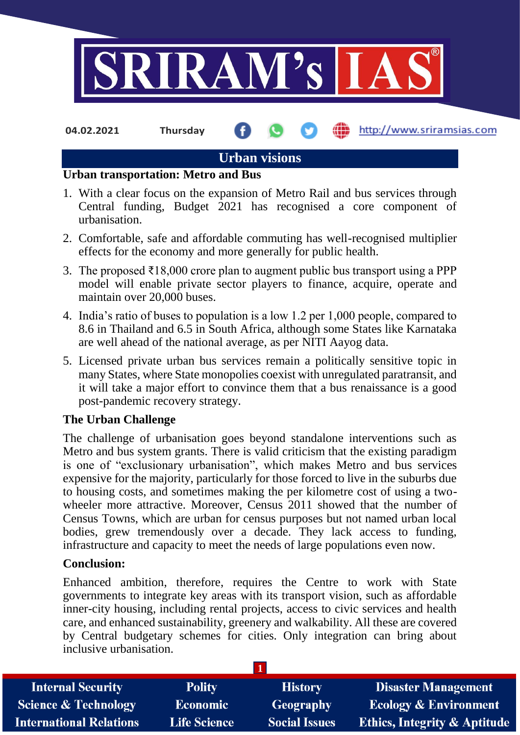04.02.2021 Thursday http://www.sriramsias.com

# Urban visions

## Urban transportation: Metro and Bus

1. With a clear focus on the expansion of Metro Rail and bus services through Central funding, Budget 2021 has recognised a core component of urbanisation.
2. Comfortable, safe and affordable commuting has well-recognised multiplier effects for the economy and more generally for public health.
3. The proposed ₹18,000 crore plan to augment public bus transport using a PPP model will enable private sector players to finance, acquire, operate and maintain over 20,000 buses.
4. India's ratio of buses to population is a low 1.2 per 1,000 people, compared to 8.6 in Thailand and 6.5 in South Africa, although some States like Karnataka are well ahead of the national average, as per NITI Aayog data.
5. Licensed private urban bus services remain a politically sensitive topic in many States, where State monopolies coexist with unregulated paratransit, and it will take a major effort to convince them that a bus renaissance is a good post-pandemic recovery strategy.

## The Urban Challenge

The challenge of urbanisation goes beyond standalone interventions such as Metro and bus system grants. There is valid criticism that the existing paradigm is one of "exclusionary urbanisation", which makes Metro and bus services expensive for the majority, particularly for those forced to live in the suburbs due to housing costs, and sometimes making the per kilometre cost of using a two-wheeler more attractive. Moreover, Census 2011 showed that the number of Census Towns, which are urban for census purposes but not named urban local bodies, grew tremendously over a decade. They lack access to funding, infrastructure and capacity to meet the needs of large populations even now.

## Conclusion:

Enhanced ambition, therefore, requires the Centre to work with State governments to integrate key areas with its transport vision, such as affordable inner-city housing, including rental projects, access to civic services and health care, and enhanced sustainability, greenery and walkability. All these are covered by Central budgetary schemes for cities. Only integration can bring about inclusive urbanisation.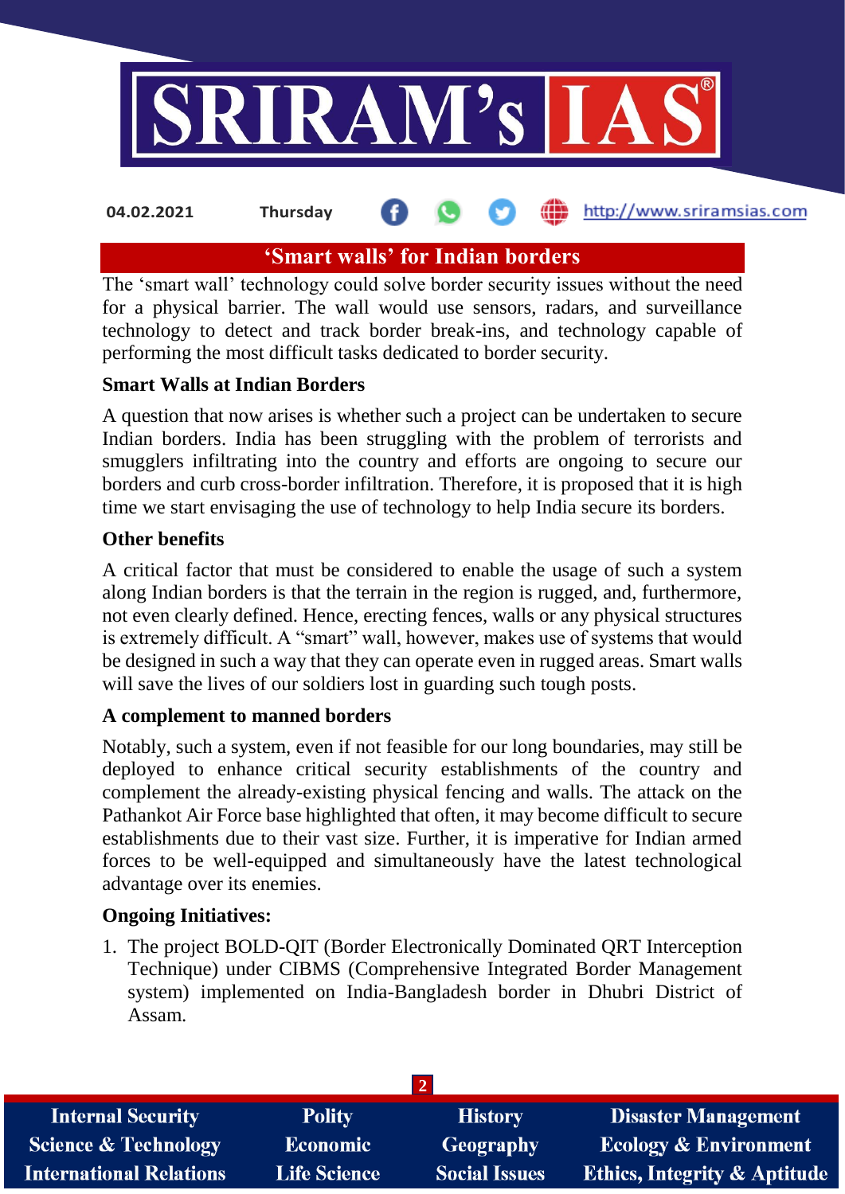## 'Smart walls' for Indian borders

The 'smart wall' technology could solve border security issues without the need for a physical barrier. The wall would use sensors, radars, and surveillance technology to detect and track border break-ins, and technology capable of performing the most difficult tasks dedicated to border security.

### Smart Walls at Indian Borders

A question that now arises is whether such a project can be undertaken to secure Indian borders. India has been struggling with the problem of terrorists and smugglers infiltrating into the country and efforts are ongoing to secure our borders and curb cross-border infiltration. Therefore, it is proposed that it is high time we start envisaging the use of technology to help India secure its borders.

### Other benefits

A critical factor that must be considered to enable the usage of such a system along Indian borders is that the terrain in the region is rugged, and, furthermore, not even clearly defined. Hence, erecting fences, walls or any physical structures is extremely difficult. A "smart" wall, however, makes use of systems that would be designed in such a way that they can operate even in rugged areas. Smart walls will save the lives of our soldiers lost in guarding such tough posts.

### A complement to manned borders

Notably, such a system, even if not feasible for our long boundaries, may still be deployed to enhance critical security establishments of the country and complement the already-existing physical fencing and walls. The attack on the Pathankot Air Force base highlighted that often, it may become difficult to secure establishments due to their vast size. Further, it is imperative for Indian armed forces to be well-equipped and simultaneously have the latest technological advantage over its enemies.

### Ongoing Initiatives:

1. The project BOLD-QIT (Border Electronically Dominated QRT Interception Technique) under CIBMS (Comprehensive Integrated Border Management system) implemented on India-Bangladesh border in Dhubri District of Assam.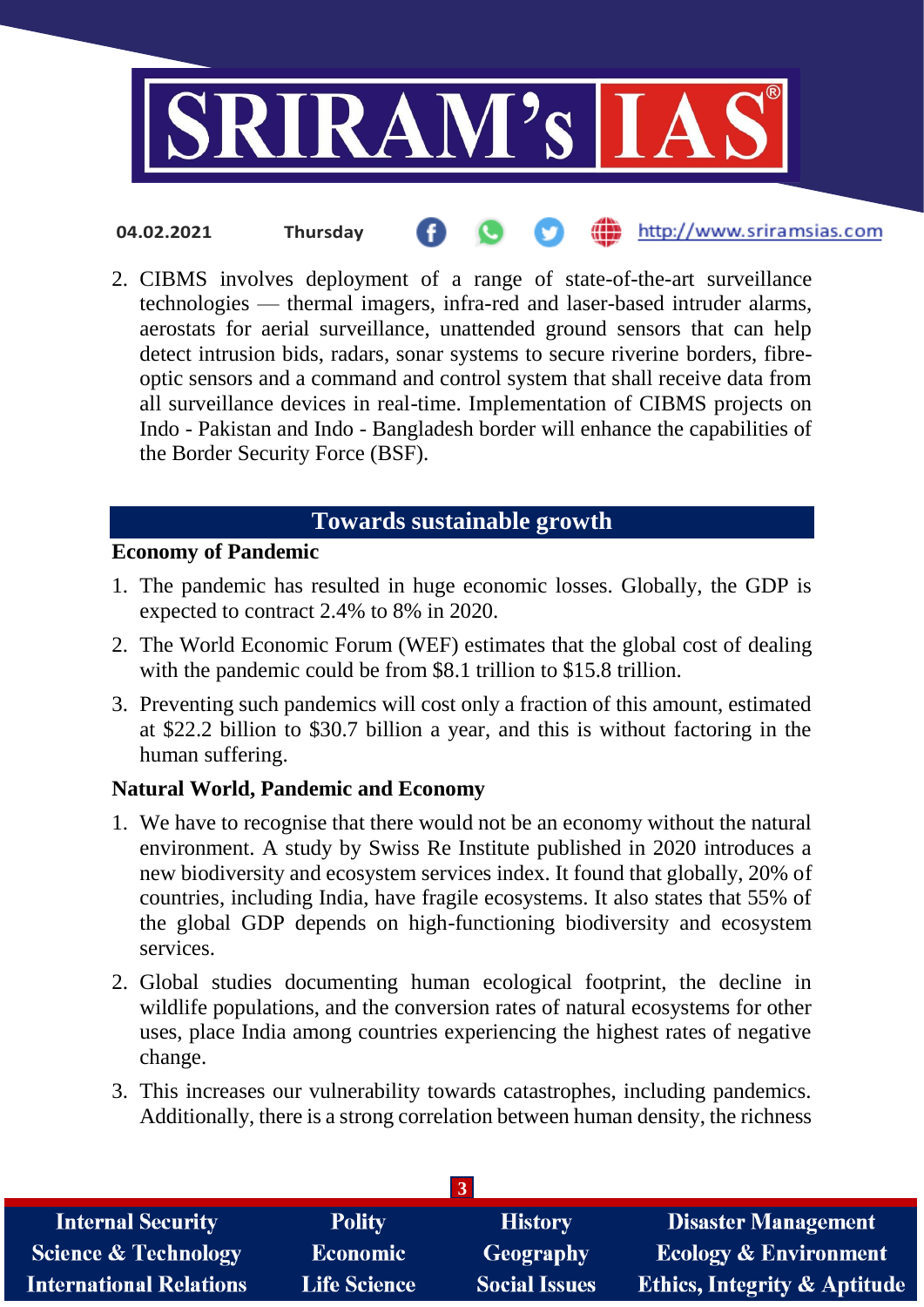2. CIBMS involves deployment of a range of state-of-the-art surveillance technologies — thermal imagers, infra-red and laser-based intruder alarms, aerostats for aerial surveillance, unattended ground sensors that can help detect intrusion bids, radars, sonar systems to secure riverine borders, fibre-optic sensors and a command and control system that shall receive data from all surveillance devices in real-time. Implementation of CIBMS projects on Indo - Pakistan and Indo - Bangladesh border will enhance the capabilities of the Border Security Force (BSF).

## Towards sustainable growth

**Economy of Pandemic**

1. The pandemic has resulted in huge economic losses. Globally, the GDP is expected to contract 2.4% to 8% in 2020.
2. The World Economic Forum (WEF) estimates that the global cost of dealing with the pandemic could be from $8.1 trillion to $15.8 trillion.
3. Preventing such pandemics will cost only a fraction of this amount, estimated at $22.2 billion to $30.7 billion a year, and this is without factoring in the human suffering.

**Natural World, Pandemic and Economy**

1. We have to recognise that there would not be an economy without the natural environment. A study by Swiss Re Institute published in 2020 introduces a new biodiversity and ecosystem services index. It found that globally, 20% of countries, including India, have fragile ecosystems. It also states that 55% of the global GDP depends on high-functioning biodiversity and ecosystem services.
2. Global studies documenting human ecological footprint, the decline in wildlife populations, and the conversion rates of natural ecosystems for other uses, place India among countries experiencing the highest rates of negative change.
3. This increases our vulnerability towards catastrophes, including pandemics. Additionally, there is a strong correlation between human density, the richness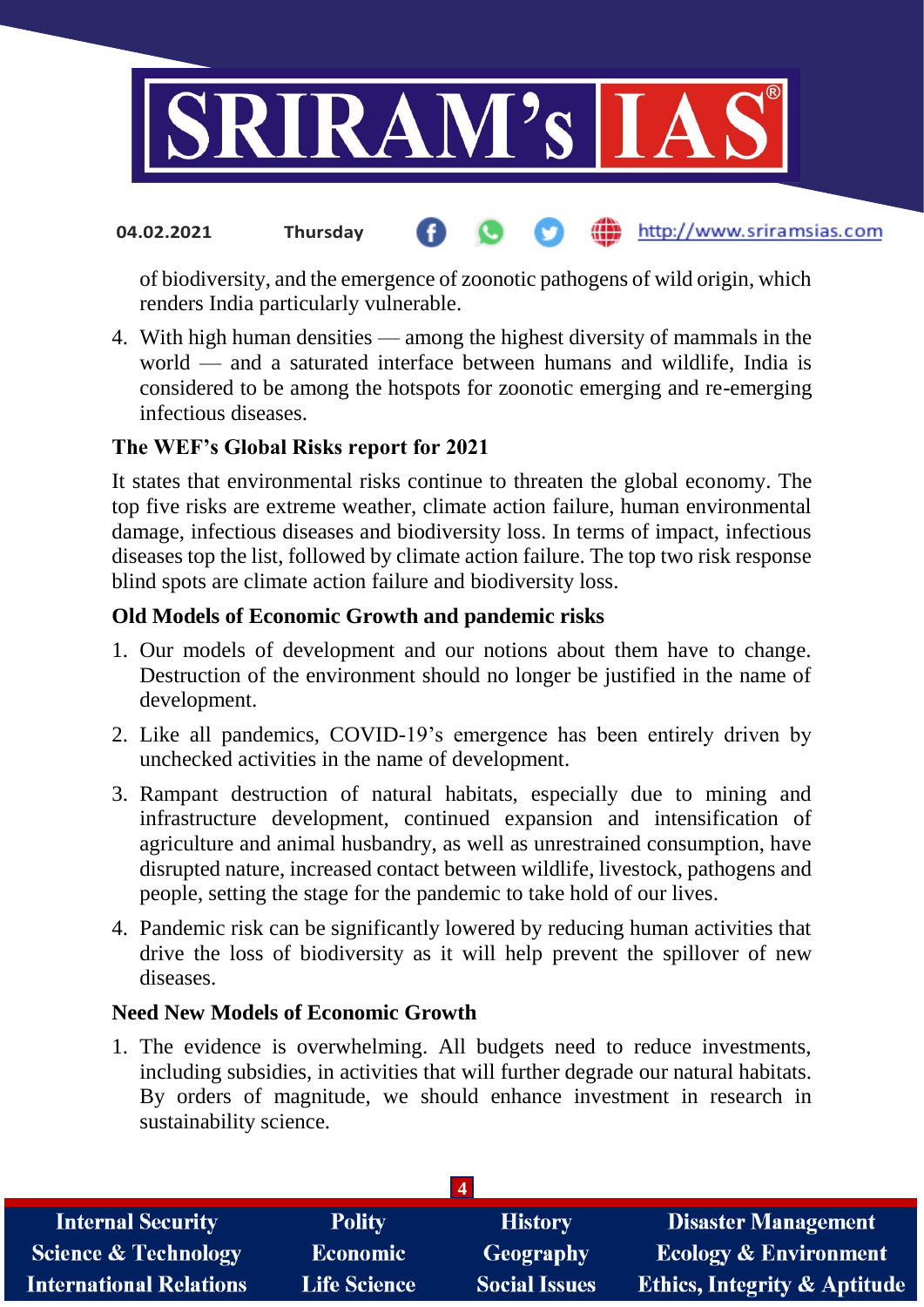of biodiversity, and the emergence of zoonotic pathogens of wild origin, which renders India particularly vulnerable.

4. With high human densities — among the highest diversity of mammals in the world — and a saturated interface between humans and wildlife, India is considered to be among the hotspots for zoonotic emerging and re-emerging infectious diseases.

### The WEF's Global Risks report for 2021

It states that environmental risks continue to threaten the global economy. The top five risks are extreme weather, climate action failure, human environmental damage, infectious diseases and biodiversity loss. In terms of impact, infectious diseases top the list, followed by climate action failure. The top two risk response blind spots are climate action failure and biodiversity loss.

### Old Models of Economic Growth and pandemic risks

1. Our models of development and our notions about them have to change. Destruction of the environment should no longer be justified in the name of development.
2. Like all pandemics, COVID-19's emergence has been entirely driven by unchecked activities in the name of development.
3. Rampant destruction of natural habitats, especially due to mining and infrastructure development, continued expansion and intensification of agriculture and animal husbandry, as well as unrestrained consumption, have disrupted nature, increased contact between wildlife, livestock, pathogens and people, setting the stage for the pandemic to take hold of our lives.
4. Pandemic risk can be significantly lowered by reducing human activities that drive the loss of biodiversity as it will help prevent the spillover of new diseases.

### Need New Models of Economic Growth

1. The evidence is overwhelming. All budgets need to reduce investments, including subsidies, in activities that will further degrade our natural habitats. By orders of magnitude, we should enhance investment in research in sustainability science.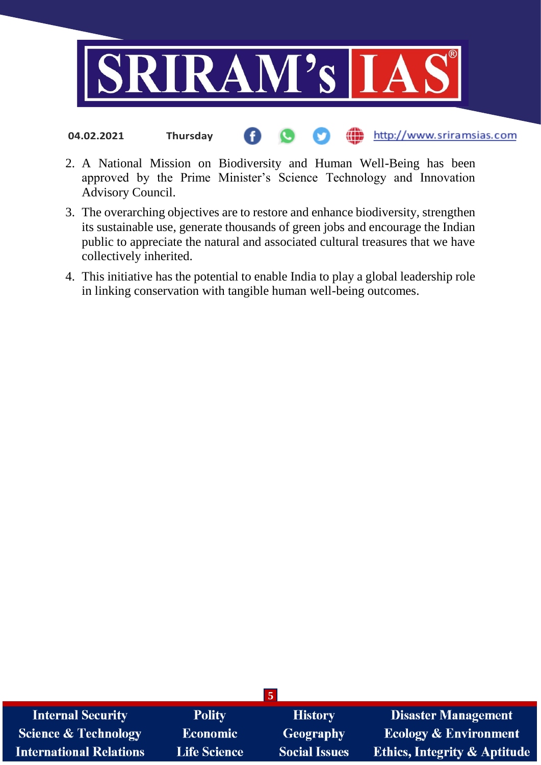2. A National Mission on Biodiversity and Human Well-Being has been approved by the Prime Minister's Science Technology and Innovation Advisory Council.
3. The overarching objectives are to restore and enhance biodiversity, strengthen its sustainable use, generate thousands of green jobs and encourage the Indian public to appreciate the natural and associated cultural treasures that we have collectively inherited.
4. This initiative has the potential to enable India to play a global leadership role in linking conservation with tangible human well-being outcomes.